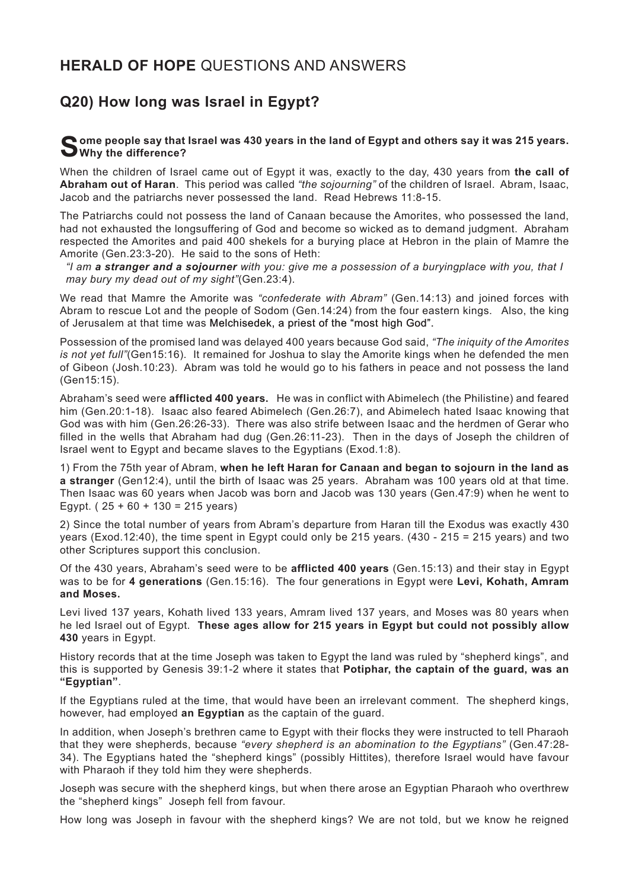## **HERALD OF HOPE** QUESTIONS AND ANSWERS

## Q20) How long was Israel in Egypt?

**Some people say that Israel was 430 years in the land of Egypt and others say it was 215 years. Why the difference?**

When the children of Israel came out of Egypt it was, exactly to the day, 430 years from **the call of Abraham out of Haran**. This period was called *"the sojourning"* of the children of Israel. Abram, Isaac, Jacob and the patriarchs never possessed the land. Read Hebrews 11:8-15.

The Patriarchs could not possess the land of Canaan because the Amorites, who possessed the land, had not exhausted the longsuffering of God and become so wicked as to demand judgment. Abraham respected the Amorites and paid 400 shekels for a burying place at Hebron in the plain of Mamre the Amorite (Gen.23:3-20). He said to the sons of Heth:

> *"I am **a stranger and a sojourner** with you: give me a possession of a buryingplace with you, that I may bury my dead out of my sight"*(Gen.23:4).

We read that Mamre the Amorite was *"confederate with Abram"* (Gen.14:13) and joined forces with Abram to rescue Lot and the people of Sodom (Gen.14:24) from the four eastern kings. Also, the king of Jerusalem at that time was Melchisedek, a priest of the "most high God".

Possession of the promised land was delayed 400 years because God said, *"The iniquity of the Amorites is not yet full"*(Gen15:16). It remained for Joshua to slay the Amorite kings when he defended the men of Gibeon (Josh.10:23). Abram was told he would go to his fathers in peace and not possess the land (Gen15:15).

Abraham's seed were **afflicted 400 years.** He was in conflict with Abimelech (the Philistine) and feared him (Gen.20:1-18). Isaac also feared Abimelech (Gen.26:7), and Abimelech hated Isaac knowing that God was with him (Gen.26:26-33). There was also strife between Isaac and the herdmen of Gerar who filled in the wells that Abraham had dug (Gen.26:11-23). Then in the days of Joseph the children of Israel went to Egypt and became slaves to the Egyptians (Exod.1:8).

1) From the 75th year of Abram, **when he left Haran for Canaan and began to sojourn in the land as a stranger** (Gen12:4), until the birth of Isaac was 25 years. Abraham was 100 years old at that time. Then Isaac was 60 years when Jacob was born and Jacob was 130 years (Gen.47:9) when he went to Egypt. ( 25 + 60 + 130 = 215 years)

2) Since the total number of years from Abram's departure from Haran till the Exodus was exactly 430 years (Exod.12:40), the time spent in Egypt could only be 215 years. (430 - 215 = 215 years) and two other Scriptures support this conclusion.

Of the 430 years, Abraham's seed were to be **afflicted 400 years** (Gen.15:13) and their stay in Egypt was to be for **4 generations** (Gen.15:16). The four generations in Egypt were **Levi, Kohath, Amram and Moses.**

Levi lived 137 years, Kohath lived 133 years, Amram lived 137 years, and Moses was 80 years when he led Israel out of Egypt. **These ages allow for 215 years in Egypt but could not possibly allow 430** years in Egypt.

History records that at the time Joseph was taken to Egypt the land was ruled by "shepherd kings", and this is supported by Genesis 39:1-2 where it states that **Potiphar, the captain of the guard, was an "Egyptian"**.

If the Egyptians ruled at the time, that would have been an irrelevant comment. The shepherd kings, however, had employed **an Egyptian** as the captain of the guard.

In addition, when Joseph's brethren came to Egypt with their flocks they were instructed to tell Pharaoh that they were shepherds, because *"every shepherd is an abomination to the Egyptians"* (Gen.47:28-34). The Egyptians hated the "shepherd kings" (possibly Hittites), therefore Israel would have favour with Pharaoh if they told him they were shepherds.

Joseph was secure with the shepherd kings, but when there arose an Egyptian Pharaoh who overthrew the "shepherd kings" Joseph fell from favour.

How long was Joseph in favour with the shepherd kings? We are not told, but we know he reigned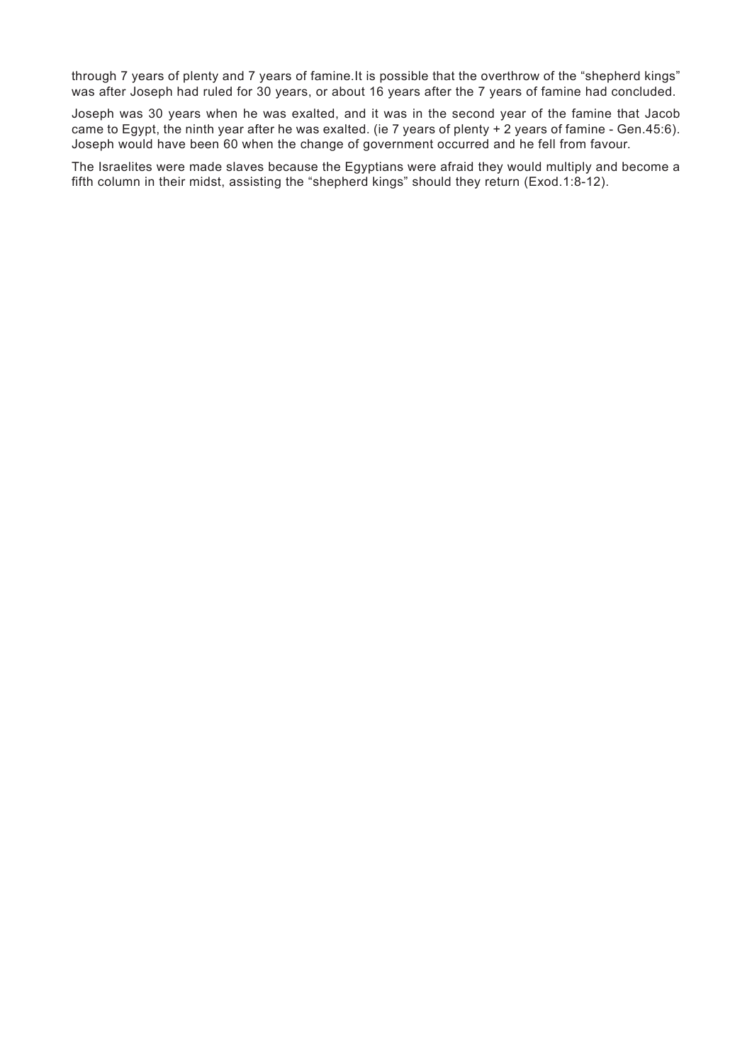through 7 years of plenty and 7 years of famine.It is possible that the overthrow of the "shepherd kings" was after Joseph had ruled for 30 years, or about 16 years after the 7 years of famine had concluded.

Joseph was 30 years when he was exalted, and it was in the second year of the famine that Jacob came to Egypt, the ninth year after he was exalted. (ie 7 years of plenty + 2 years of famine - Gen.45:6). Joseph would have been 60 when the change of government occurred and he fell from favour.

The Israelites were made slaves because the Egyptians were afraid they would multiply and become a fifth column in their midst, assisting the "shepherd kings" should they return (Exod.1:8-12).